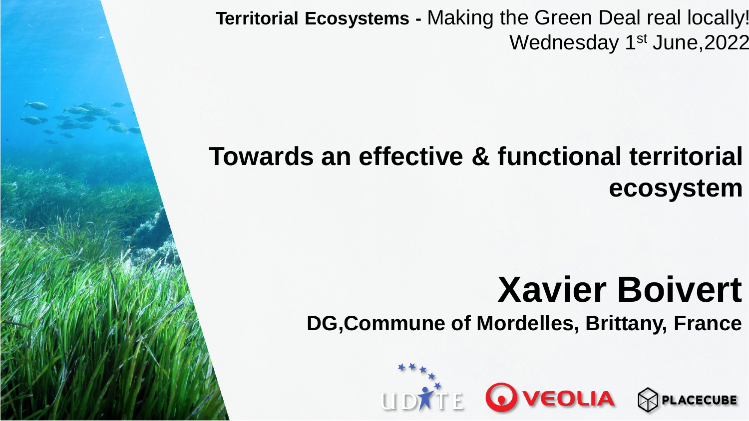**Territorial Ecosystems -** Making the Green Deal real locally!
Wednesday 1st June,2022

# Towards an effective & functional territorial ecosystem

## Xavier Boivert

**DG,Commune of Mordelles, Brittany, France**

UDITE VEOLIA PLACECUBE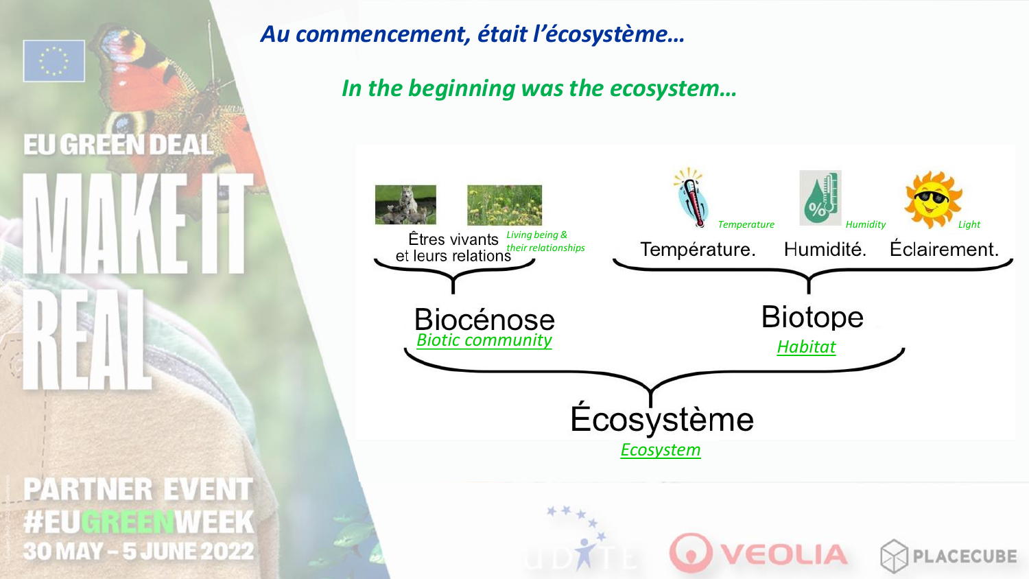*Au commencement, était l'écosystème…*

*In the beginning was the ecosystem…*

Êtres vivants et leurs relations
*Living being & their relationships*

Température. *Temperature*
Humidité. *Humidity*
Éclairement. *Light*

Biocénose
*Biotic community*

Biotope
*Habitat*

Écosystème
*Ecosystem*

EU GREEN DEAL

MAKE IT REAL

PARTNER EVENT #EUGREENWEEK 30 MAY – 5 JUNE 2022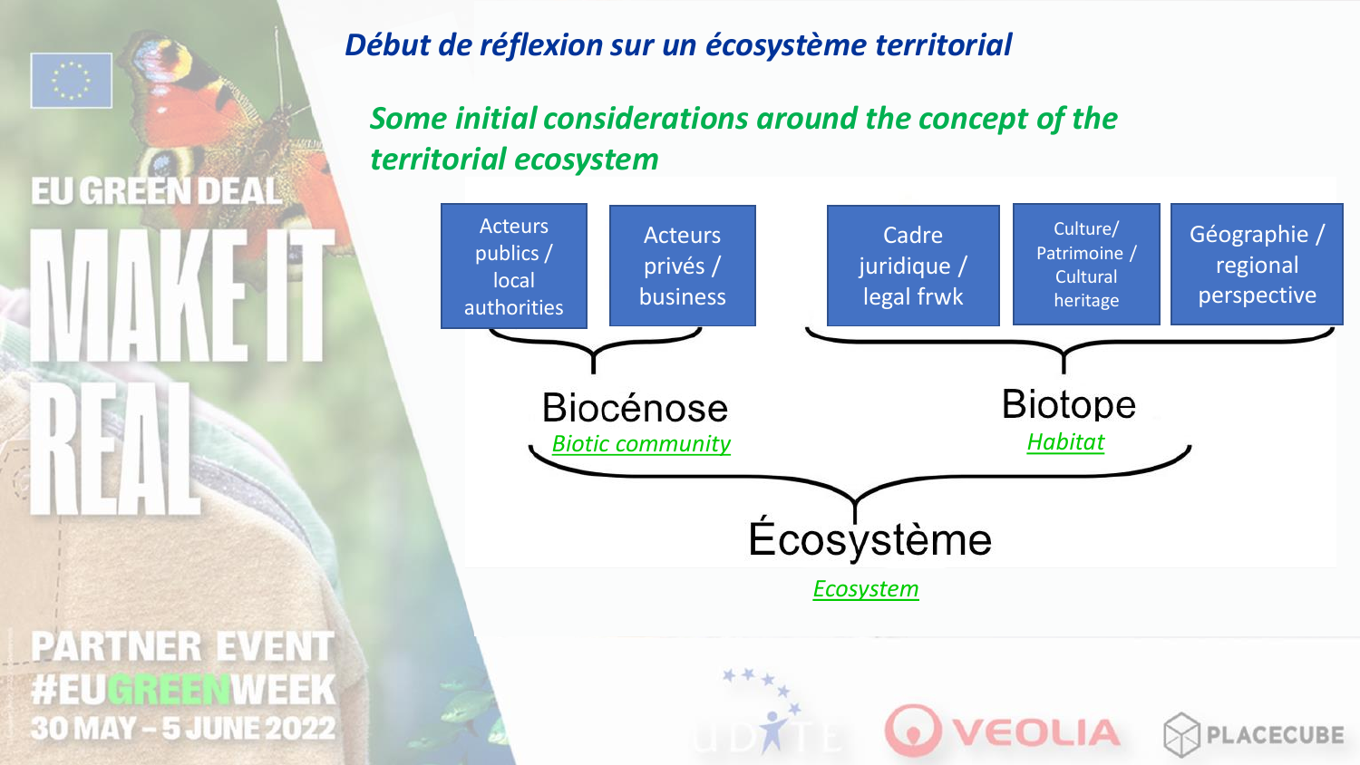## *Début de réflexion sur un écosystème territorial*

## *Some initial considerations around the concept of the territorial ecosystem*

- Acteurs publics / local authorities
- Acteurs privés / business

**Biocénose**
*Biotic community*

- Cadre juridique / legal frwk
- Culture/ Patrimoine / Cultural heritage
- Géographie / regional perspective

**Biotope**
*Habitat*

**Écosystème**
*Ecosystem*

EU GREEN DEAL
MAKE IT REAL

PARTNER EVENT
#EUGREENWEEK
30 MAY – 5 JUNE 2022

VEOLIA
PLACECUBE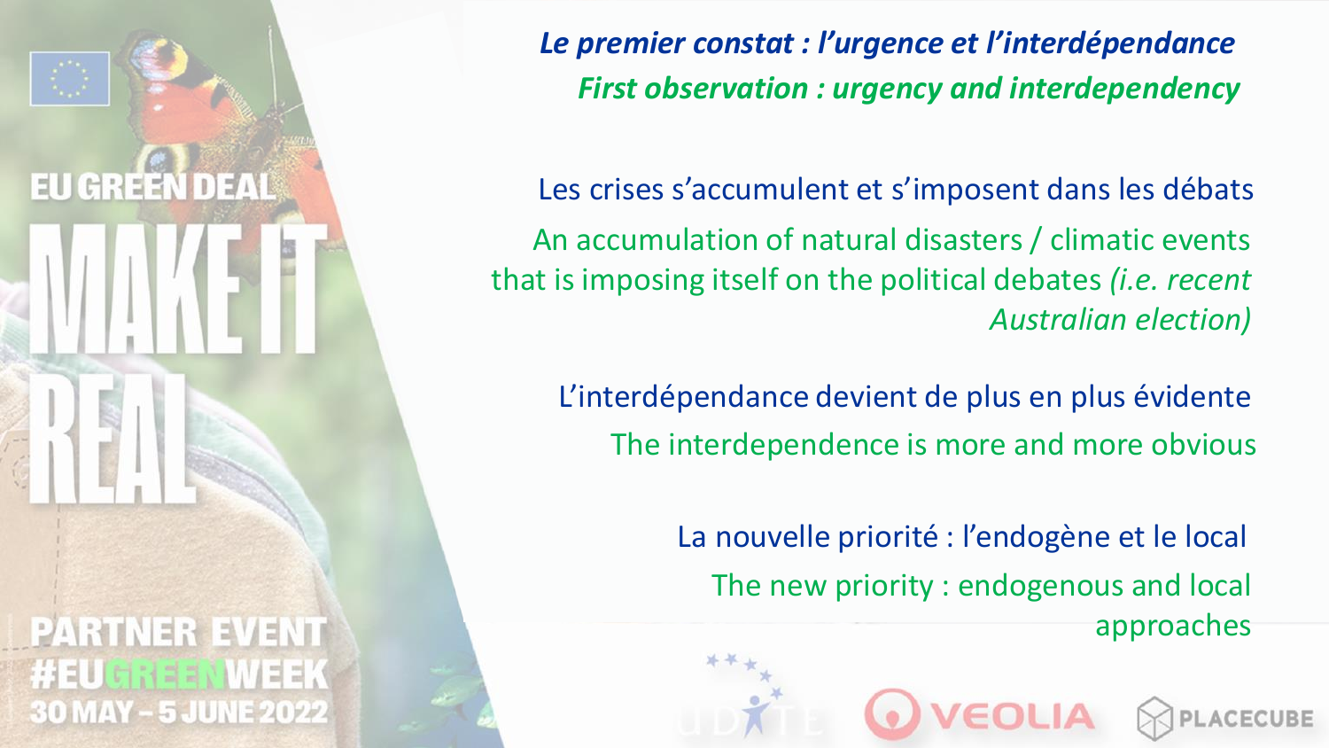EU GREEN DEAL

MAKE IT REAL

PARTNER EVENT #EUGREENWEEK 30 MAY – 5 JUNE 2022

### *Le premier constat : l'urgence et l'interdépendance*

### *First observation : urgency and interdependency*

Les crises s'accumulent et s'imposent dans les débats

An accumulation of natural disasters / climatic events that is imposing itself on the political debates *(i.e. recent Australian election)*

L'interdépendance devient de plus en plus évidente

The interdependence is more and more obvious

La nouvelle priorité : l'endogène et le local

The new priority : endogenous and local approaches

UDITE VEOLIA PLACECUBE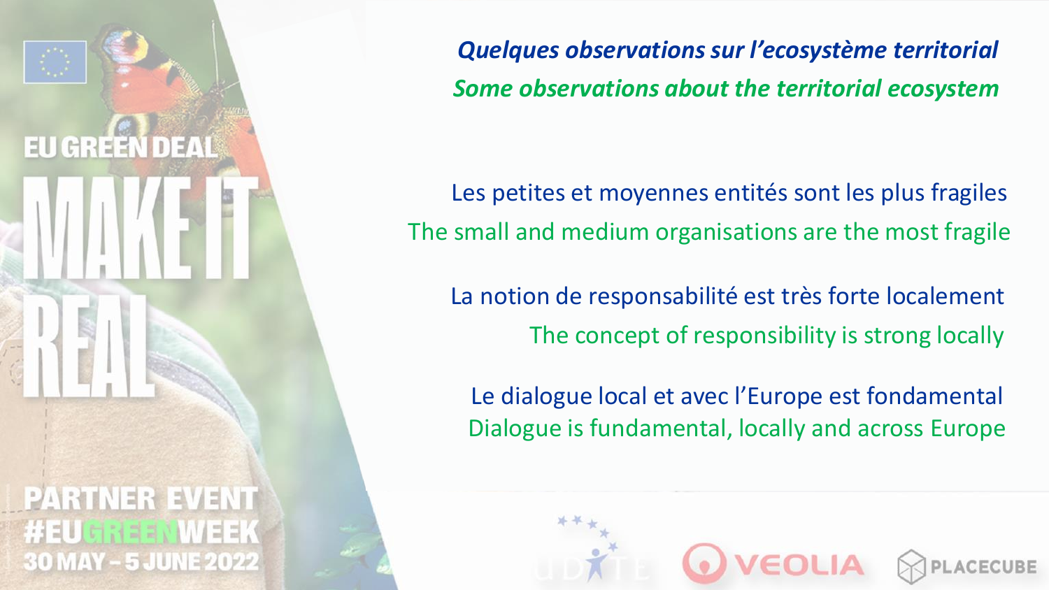EU GREEN DEAL

MAKE IT REAL

PARTNER EVENT #EUGREENWEEK 30 MAY – 5 JUNE 2022

## *Quelques observations sur l'ecosystème territorial*
## *Some observations about the territorial ecosystem*

Les petites et moyennes entités sont les plus fragiles
The small and medium organisations are the most fragile

La notion de responsabilité est très forte localement
The concept of responsibility is strong locally

Le dialogue local et avec l'Europe est fondamental
Dialogue is fundamental, locally and across Europe

UDITE VEOLIA PLACECUBE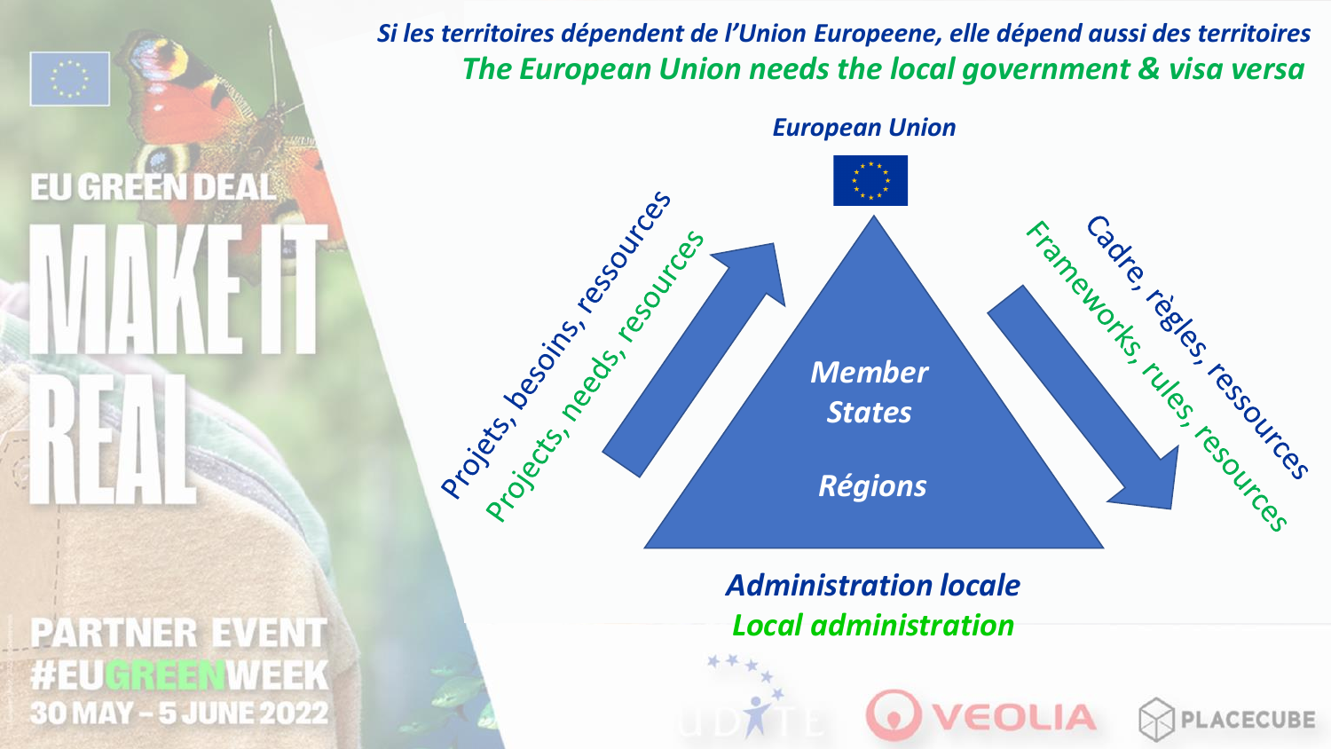*Si les territoires dépendent de l'Union Europeene, elle dépend aussi des territoires*

*The European Union needs the local government & visa versa*

European Union

Projets, besoins, ressources

Projects, needs, resources

Member States

Régions

Cadre, règles, ressources

Frameworks, rules, resources

Administration locale

Local administration

EU GREEN DEAL

MAKE IT REAL

PARTNER EVENT

#EUGREENWEEK

30 MAY – 5 JUNE 2022

VEOLIA

PLACECUBE